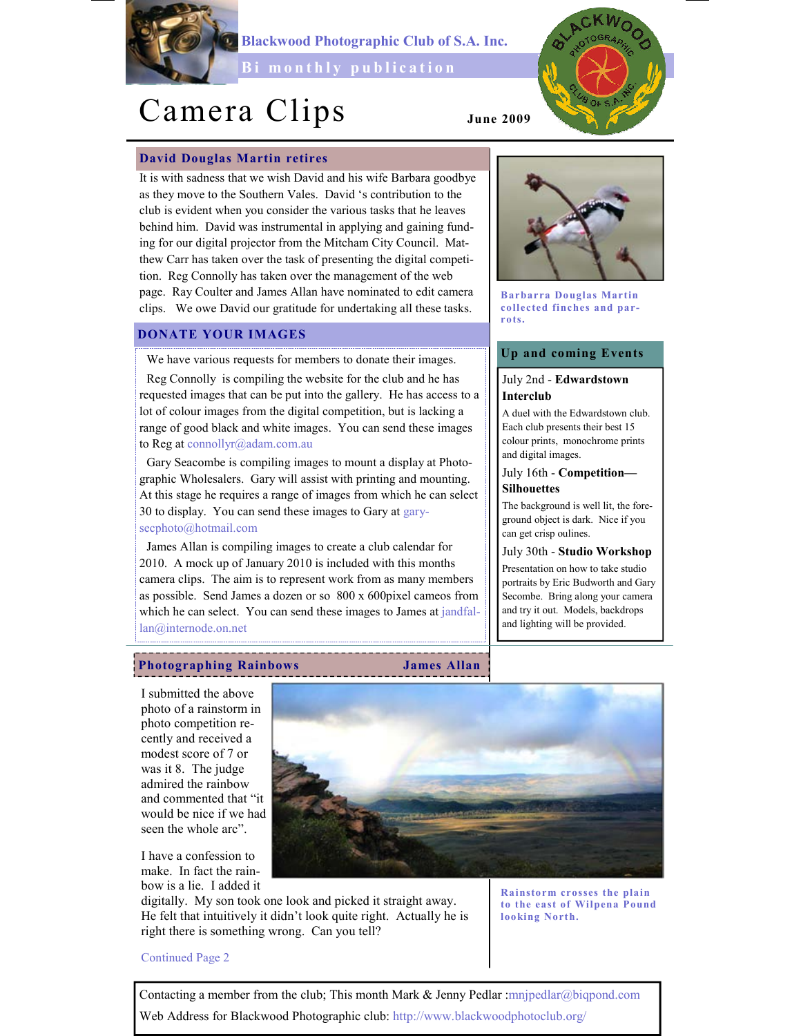Blackwood Photographic Club of S.A. Inc.

Bi monthly publication

# Camera Clips

**June 2009**

## David Douglas Martin retires

It is with sadness that we wish David and his wife Barbara goodbye as they move to the Southern Vales. David 's contribution to the club is evident when you consider the various tasks that he leaves behind him. David was instrumental in applying and gaining funding for our digital projector from the Mitcham City Council. Matthew Carr has taken over the task of presenting the digital competition. Reg Connolly has taken over the management of the web page. Ray Coulter and James Allan have nominated to edit camera clips. We owe David our gratitude for undertaking all these tasks.

Barbarra Douglas Martin collected finches and parrots.

## DONATE YOUR IMAGES

We have various requests for members to donate their images.

Reg Connolly is compiling the website for the club and he has requested images that can be put into the gallery. He has access to a lot of colour images from the digital competition, but is lacking a range of good black and white images. You can send these images to Reg at connollyr@adam.com.au

Gary Seacombe is compiling images to mount a display at Photographic Wholesalers. Gary will assist with printing and mounting. At this stage he requires a range of images from which he can select 30 to display. You can send these images to Gary at garysecphoto@hotmail.com

James Allan is compiling images to create a club calendar for 2010. A mock up of January 2010 is included with this months camera clips. The aim is to represent work from as many members as possible. Send James a dozen or so 800 x 600pixel cameos from which he can select. You can send these images to James at jandfallan@internode.on.net

## Up and coming Events

July 2nd - **Edwardstown Interclub**

A duel with the Edwardstown club. Each club presents their best 15 colour prints, monochrome prints and digital images.

July 16th - **Competition—Silhouettes**

The background is well lit, the foreground object is dark. Nice if you can get crisp oulines.

July 30th - **Studio Workshop**

Presentation on how to take studio portraits by Eric Budworth and Gary Secombe. Bring along your camera and try it out. Models, backdrops and lighting will be provided.

## Photographing Rainbows — James Allan

I submitted the above photo of a rainstorm in photo competition recently and received a modest score of 7 or was it 8. The judge admired the rainbow and commented that "it would be nice if we had seen the whole arc".

I have a confession to make. In fact the rainbow is a lie. I added it digitally. My son took one look and picked it straight away. He felt that intuitively it didn't look quite right. Actually he is right there is something wrong. Can you tell?

Rainstorm crosses the plain to the east of Wilpena Pound looking North.

Continued Page 2

Contacting a member from the club; This month Mark & Jenny Pedlar :mnjpedlar@biqpond.com

Web Address for Blackwood Photographic club: http://www.blackwoodphotoclub.org/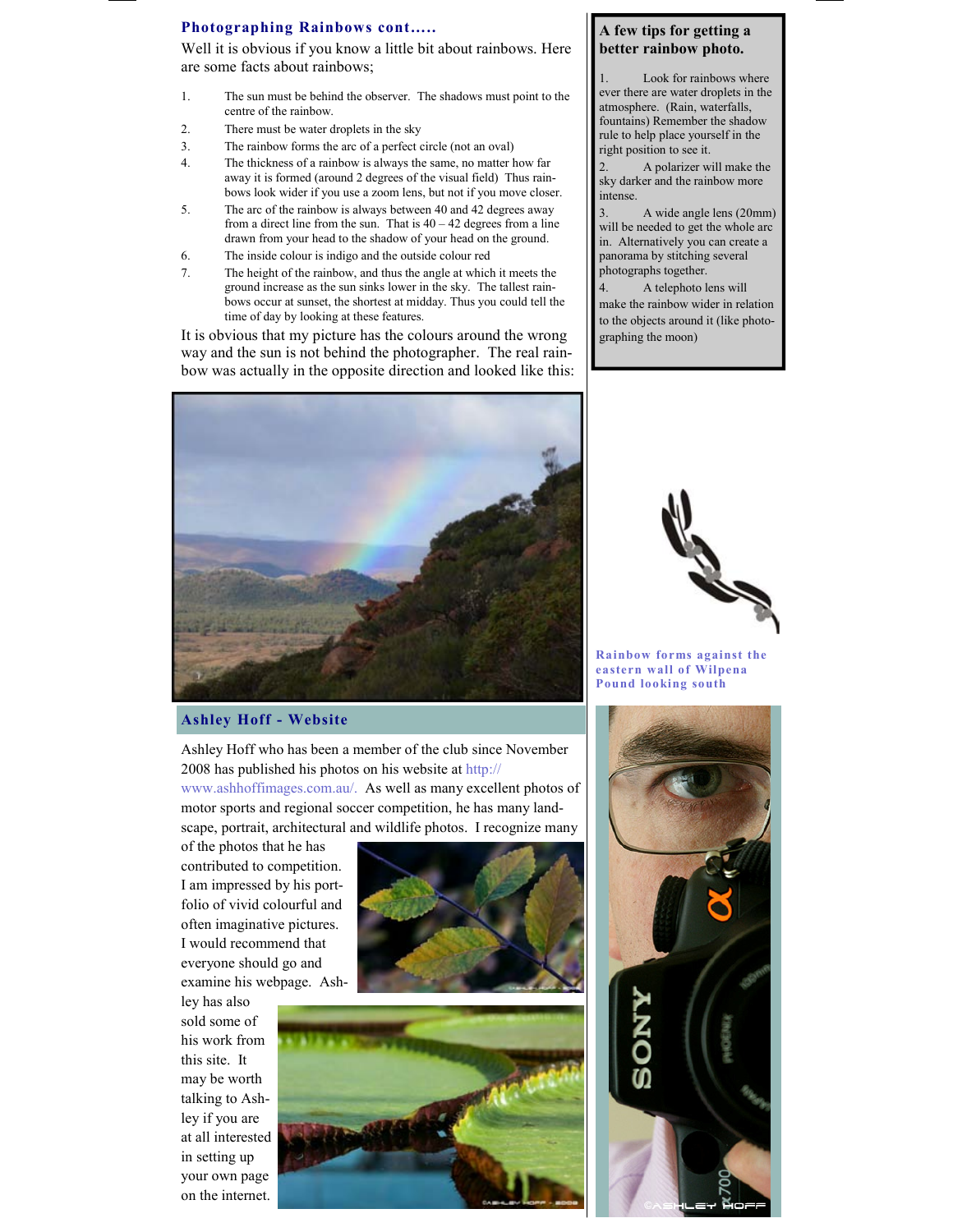## Photographing Rainbows cont.....

Well it is obvious if you know a little bit about rainbows. Here are some facts about rainbows;

1. The sun must be behind the observer. The shadows must point to the centre of the rainbow.
2. There must be water droplets in the sky
3. The rainbow forms the arc of a perfect circle (not an oval)
4. The thickness of a rainbow is always the same, no matter how far away it is formed (around 2 degrees of the visual field) Thus rainbows look wider if you use a zoom lens, but not if you move closer.
5. The arc of the rainbow is always between 40 and 42 degrees away from a direct line from the sun. That is 40 – 42 degrees from a line drawn from your head to the shadow of your head on the ground.
6. The inside colour is indigo and the outside colour red
7. The height of the rainbow, and thus the angle at which it meets the ground increase as the sun sinks lower in the sky. The tallest rainbows occur at sunset, the shortest at midday. Thus you could tell the time of day by looking at these features.

It is obvious that my picture has the colours around the wrong way and the sun is not behind the photographer. The real rainbow was actually in the opposite direction and looked like this:

Rainbow forms against the eastern wall of Wilpena Pound looking south

### A few tips for getting a better rainbow photo.

1. Look for rainbows where ever there are water droplets in the atmosphere. (Rain, waterfalls, fountains) Remember the shadow rule to help place yourself in the right position to see it.
2. A polarizer will make the sky darker and the rainbow more intense.
3. A wide angle lens (20mm) will be needed to get the whole arc in. Alternatively you can create a panorama by stitching several photographs together.
4. A telephoto lens will make the rainbow wider in relation to the objects around it (like photographing the moon)

## Ashley Hoff - Website

Ashley Hoff who has been a member of the club since November 2008 has published his photos on his website at http://www.ashhoffimages.com.au/. As well as many excellent photos of motor sports and regional soccer competition, he has many landscape, portrait, architectural and wildlife photos. I recognize many of the photos that he has contributed to competition. I am impressed by his portfolio of vivid colourful and often imaginative pictures. I would recommend that everyone should go and examine his webpage. Ashley has also sold some of his work from this site. It may be worth talking to Ashley if you are at all interested in setting up your own page on the internet.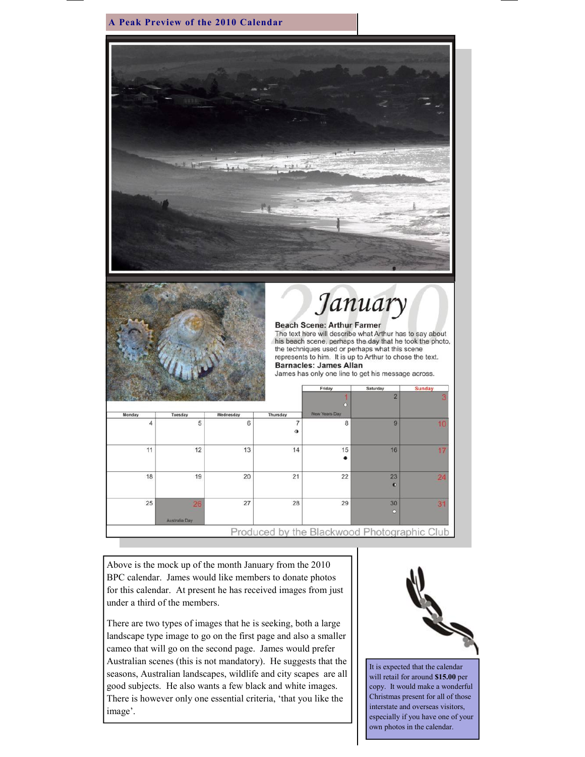## A Peak Preview of the 2010 Calendar

# January 2010

**Beach Scene: Arthur Farmer**
The text here will describe what Arthur has to say about his beach scene, perhaps the day that he took the photo, the techniques used or perhaps what this scene represents to him. It is up to Arthur to chose the text.
**Barnacles: James Allan**
James has only one line to get his message across.

| Monday | Tuesday | Wednesday | Thursday | Friday | Saturday | Sunday |
|---|---|---|---|---|---|---|
| | | | | 1 New Years Day | 2 | 3 |
| 4 | 5 | 6 | 7 | 8 | 9 | 10 |
| 11 | 12 | 13 | 14 | 15 | 16 | 17 |
| 18 | 19 | 20 | 21 | 22 | 23 | 24 |
| 25 | 26 Australia Day | 27 | 28 | 29 | 30 | 31 |

Produced by the Blackwood Photographic Club

Above is the mock up of the month January from the 2010 BPC calendar. James would like members to donate photos for this calendar. At present he has received images from just under a third of the members.

There are two types of images that he is seeking, both a large landscape type image to go on the first page and also a smaller cameo that will go on the second page. James would prefer Australian scenes (this is not mandatory). He suggests that the seasons, Australian landscapes, wildlife and city scapes are all good subjects. He also wants a few black and white images. There is however only one essential criteria, 'that you like the image'.

It is expected that the calendar will retail for around **$15.00** per copy. It would make a wonderful Christmas present for all of those interstate and overseas visitors, especially if you have one of your own photos in the calendar.